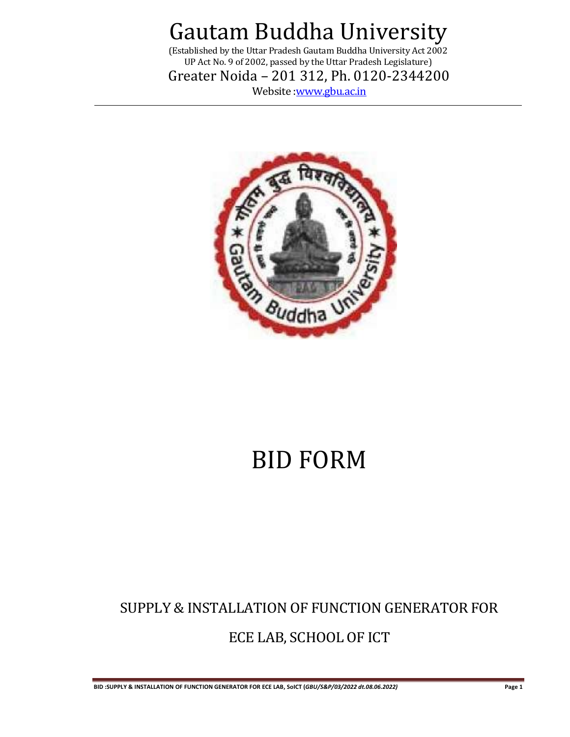# Gautam Buddha University

(Established by the Uttar Pradesh Gautam Buddha University Act 2002
UP Act No. 9 of 2002, passed by the Uttar Pradesh Legislature)

Greater Noida – 201 312, Ph. 0120-2344200

Website :www.gbu.ac.in

# BID FORM

## SUPPLY & INSTALLATION OF FUNCTION GENERATOR FOR ECE LAB, SCHOOL OF ICT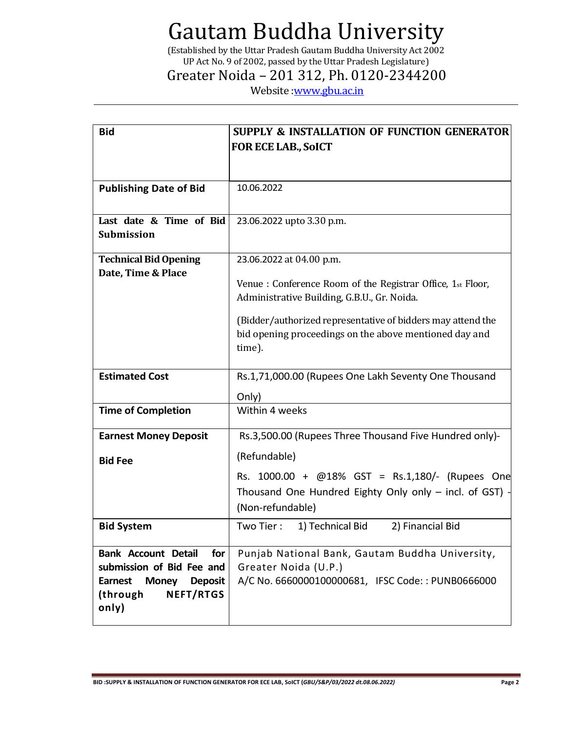# Gautam Buddha University

(Established by the Uttar Pradesh Gautam Buddha University Act 2002
UP Act No. 9 of 2002, passed by the Uttar Pradesh Legislature)

Greater Noida – 201 312, Ph. 0120-2344200

Website :www.gbu.ac.in

| **Bid** | **SUPPLY & INSTALLATION OF FUNCTION GENERATOR FOR ECE LAB., SoICT** |
|---|---|
| **Publishing Date of Bid** | 10.06.2022 |
| **Last date & Time of Bid Submission** | 23.06.2022 upto 3.30 p.m. |
| **Technical Bid Opening Date, Time & Place** | 23.06.2022 at 04.00 p.m.<br><br>Venue : Conference Room of the Registrar Office, 1st Floor, Administrative Building, G.B.U., Gr. Noida.<br><br>(Bidder/authorized representative of bidders may attend the bid opening proceedings on the above mentioned day and time). |
| **Estimated Cost** | Rs.1,71,000.00 (Rupees One Lakh Seventy One Thousand Only) |
| **Time of Completion** | Within 4 weeks |
| **Earnest Money Deposit**<br><br>**Bid Fee** | Rs.3,500.00 (Rupees Three Thousand Five Hundred only)-(Refundable)<br><br>Rs. 1000.00 + @18% GST = Rs.1,180/- (Rupees One Thousand One Hundred Eighty Only only – incl. of GST) -(Non-refundable) |
| **Bid System** | Two Tier : 1) Technical Bid 2) Financial Bid |
| **Bank Account Detail for submission of Bid Fee and Earnest Money Deposit (through NEFT/RTGS only)** | Punjab National Bank, Gautam Buddha University, Greater Noida (U.P.)<br>A/C No. 6660000100000681, IFSC Code: : PUNB0666000 |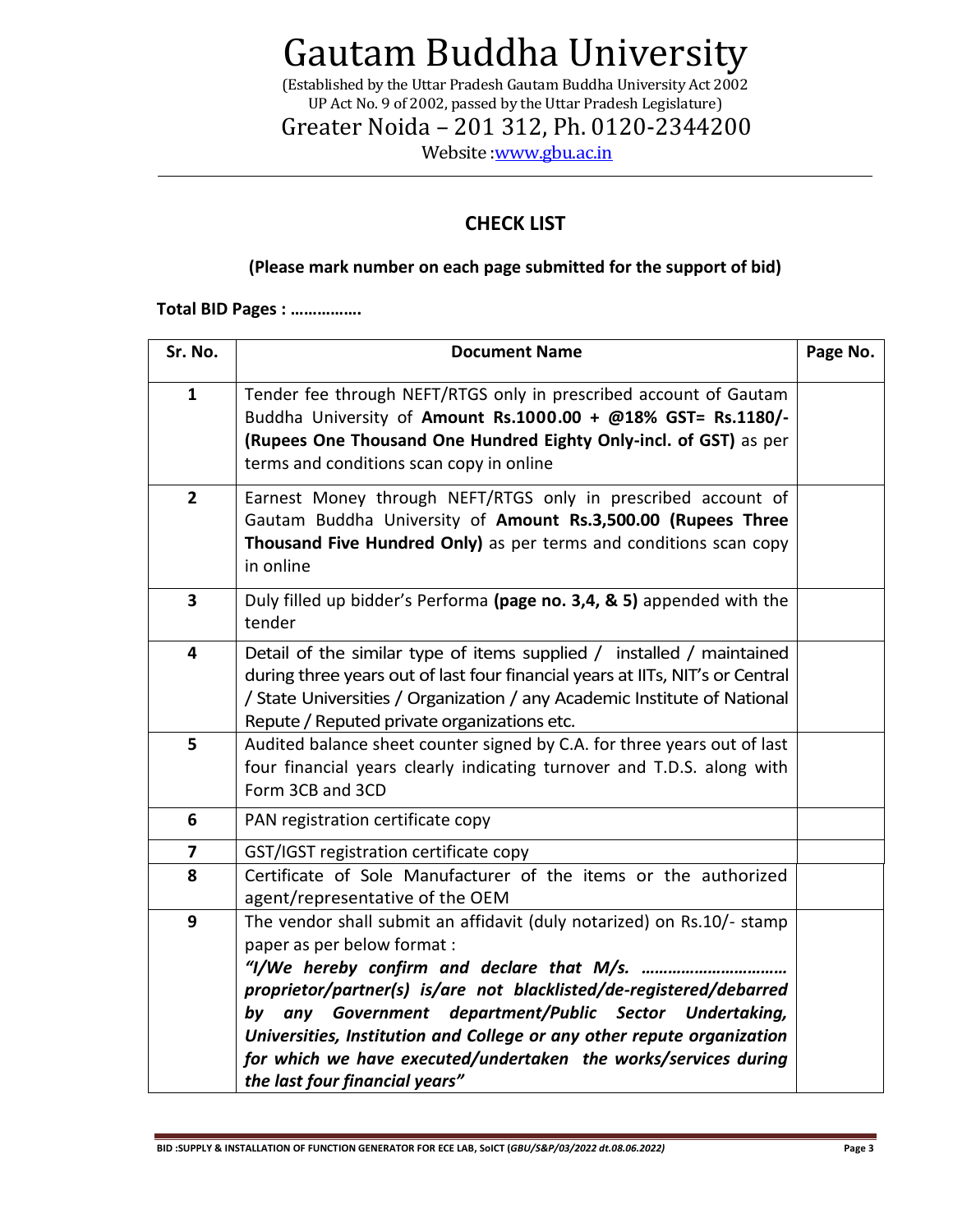# Gautam Buddha University

(Established by the Uttar Pradesh Gautam Buddha University Act 2002
UP Act No. 9 of 2002, passed by the Uttar Pradesh Legislature)

Greater Noida – 201 312, Ph. 0120-2344200

Website :www.gbu.ac.in

## CHECK LIST

**(Please mark number on each page submitted for the support of bid)**

**Total BID Pages : …………….**

| Sr. No. | Document Name | Page No. |
|---|---|---|
| **1** | Tender fee through NEFT/RTGS only in prescribed account of Gautam Buddha University of **Amount Rs.1000.00 + @18% GST= Rs.1180/- (Rupees One Thousand One Hundred Eighty Only-incl. of GST)** as per terms and conditions scan copy in online | |
| **2** | Earnest Money through NEFT/RTGS only in prescribed account of Gautam Buddha University of **Amount Rs.3,500.00 (Rupees Three Thousand Five Hundred Only)** as per terms and conditions scan copy in online | |
| **3** | Duly filled up bidder's Performa **(page no. 3,4, & 5)** appended with the tender | |
| **4** | Detail of the similar type of items supplied / installed / maintained during three years out of last four financial years at IITs, NIT's or Central / State Universities / Organization / any Academic Institute of National Repute / Reputed private organizations etc. | |
| **5** | Audited balance sheet counter signed by C.A. for three years out of last four financial years clearly indicating turnover and T.D.S. along with Form 3CB and 3CD | |
| **6** | PAN registration certificate copy | |
| **7** | GST/IGST registration certificate copy | |
| **8** | Certificate of Sole Manufacturer of the items or the authorized agent/representative of the OEM | |
| **9** | The vendor shall submit an affidavit (duly notarized) on Rs.10/- stamp paper as per below format : ***"I/We hereby confirm and declare that M/s. …………………………… proprietor/partner(s) is/are not blacklisted/de-registered/debarred by any Government department/Public Sector Undertaking, Universities, Institution and College or any other repute organization for which we have executed/undertaken the works/services during the last four financial years"*** | |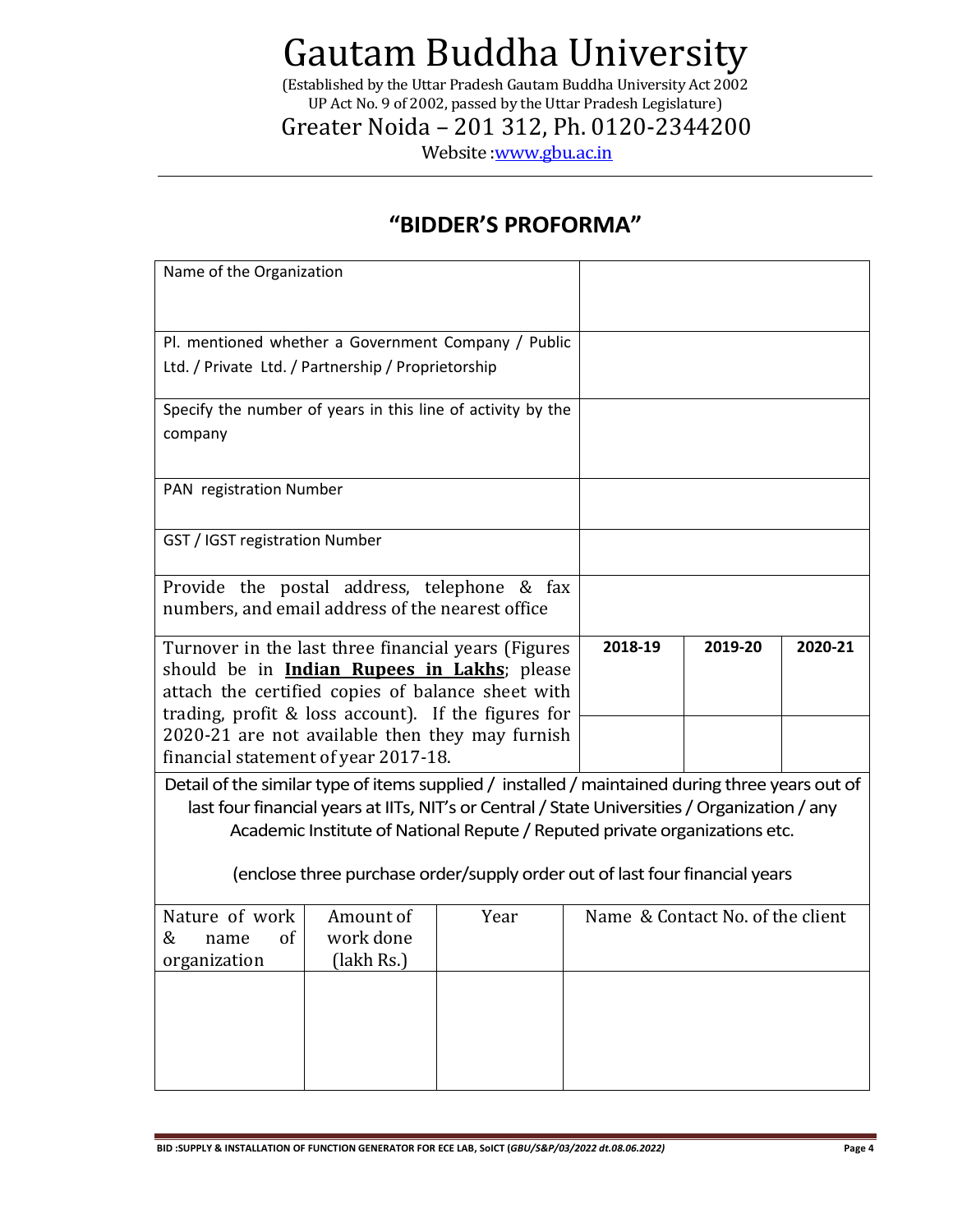# Gautam Buddha University

(Established by the Uttar Pradesh Gautam Buddha University Act 2002
UP Act No. 9 of 2002, passed by the Uttar Pradesh Legislature)

Greater Noida – 201 312, Ph. 0120-2344200

Website :[www.gbu.ac.in](http://www.gbu.ac.in)

## "BIDDER'S PROFORMA"

| | | | |
|---|---|---|---|
| Name of the Organization | | | |
| Pl. mentioned whether a Government Company / Public Ltd. / Private Ltd. / Partnership / Proprietorship | | | |
| Specify the number of years in this line of activity by the company | | | |
| PAN registration Number | | | |
| GST / IGST registration Number | | | |
| Provide the postal address, telephone & fax numbers, and email address of the nearest office | | | |
| Turnover in the last three financial years (Figures should be in **Indian Rupees in Lakhs**; please attach the certified copies of balance sheet with trading, profit & loss account). If the figures for 2020-21 are not available then they may furnish financial statement of year 2017-18. | **2018-19** | **2019-20** | **2020-21** |
| | | | |

Detail of the similar type of items supplied / installed / maintained during three years out of last four financial years at IITs, NIT's or Central / State Universities / Organization / any Academic Institute of National Repute / Reputed private organizations etc.

(enclose three purchase order/supply order out of last four financial years

| Nature of work & name of organization | Amount of work done (lakh Rs.) | Year | Name & Contact No. of the client |
|---|---|---|---|
| | | | |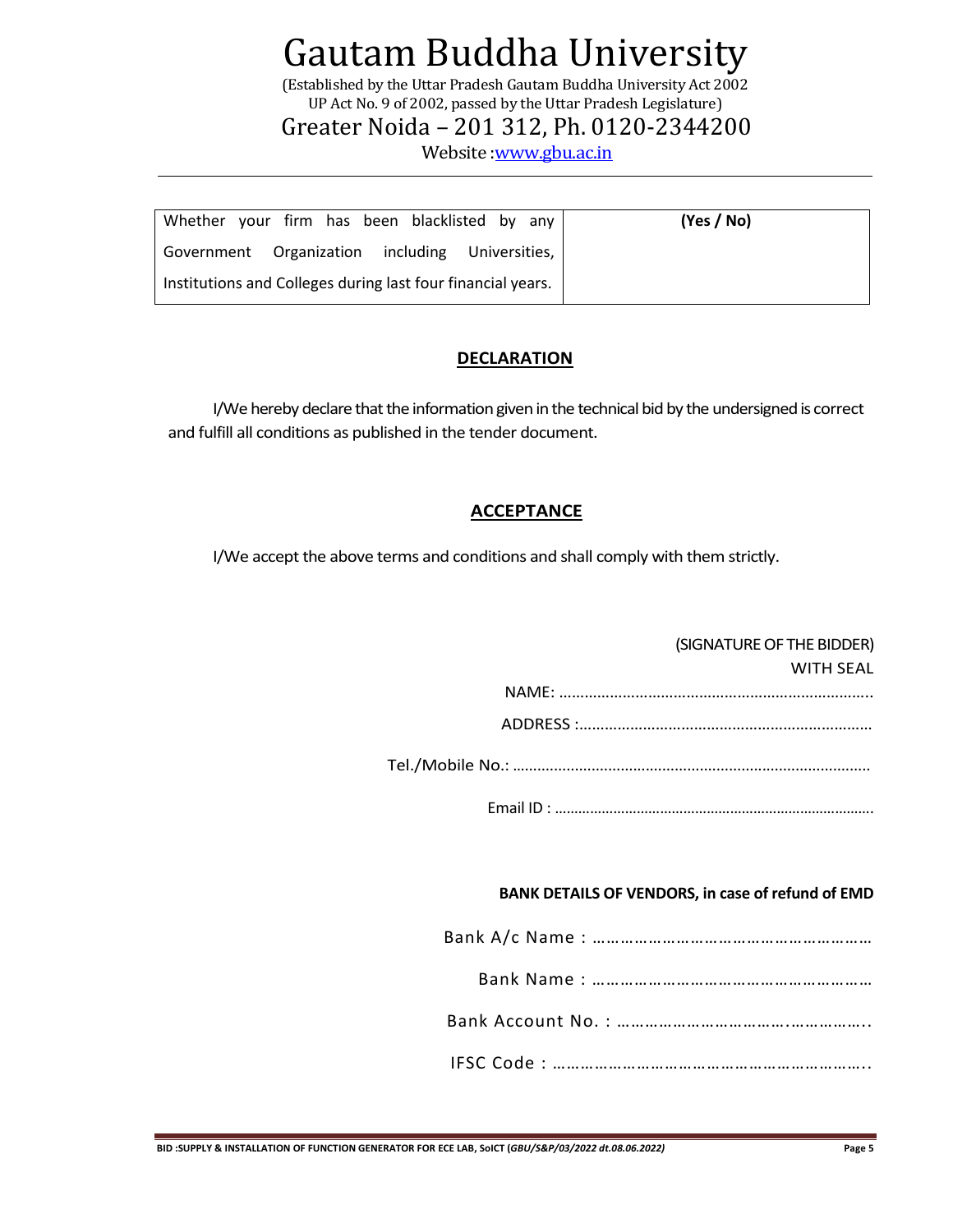# Gautam Buddha University

(Established by the Uttar Pradesh Gautam Buddha University Act 2002
UP Act No. 9 of 2002, passed by the Uttar Pradesh Legislature)

Greater Noida – 201 312, Ph. 0120-2344200

Website :www.gbu.ac.in

| Whether your firm has been blacklisted by any Government Organization including Universities, Institutions and Colleges during last four financial years. | **(Yes / No)** |
|---|---|

## DECLARATION

I/We hereby declare that the information given in the technical bid by the undersigned is correct and fulfill all conditions as published in the tender document.

## ACCEPTANCE

I/We accept the above terms and conditions and shall comply with them strictly.

(SIGNATURE OF THE BIDDER)
WITH SEAL

NAME: ..........................................................................

ADDRESS :.....................................................................

Tel./Mobile No.: .....................................................................................

Email ID : ................................................................................

**BANK DETAILS OF VENDORS, in case of refund of EMD**

Bank A/c Name : …………………………………………………

Bank Name : …………………………………………………

Bank Account No. : ………………………………..……………..

IFSC Code : ……………………………………………………..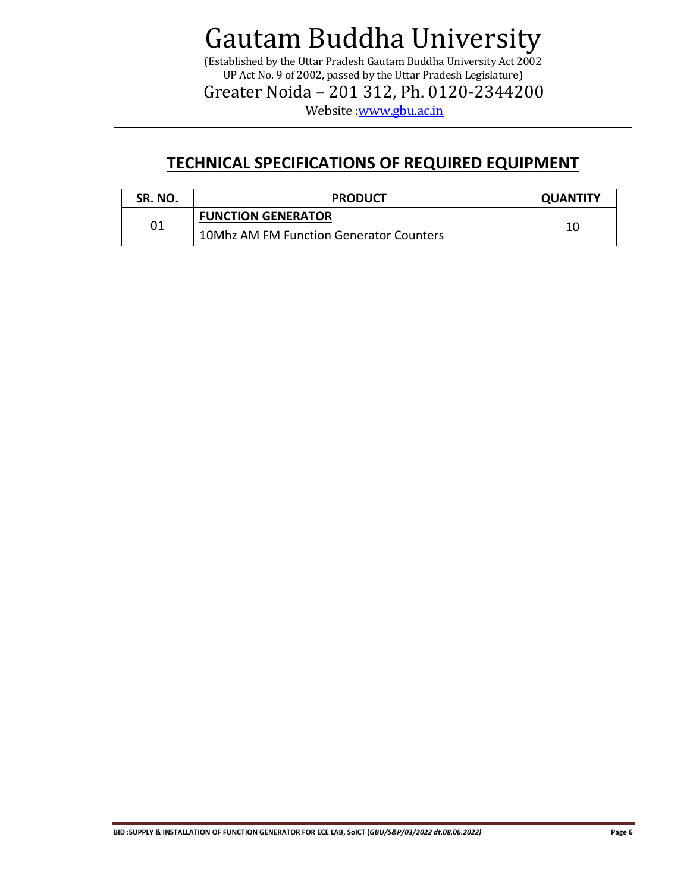# Gautam Buddha University

(Established by the Uttar Pradesh Gautam Buddha University Act 2002
UP Act No. 9 of 2002, passed by the Uttar Pradesh Legislature)

Greater Noida – 201 312, Ph. 0120-2344200

Website :www.gbu.ac.in

## TECHNICAL SPECIFICATIONS OF REQUIRED EQUIPMENT

| SR. NO. | PRODUCT | QUANTITY |
|---|---|---|
| 01 | **FUNCTION GENERATOR**<br>10Mhz AM FM Function Generator Counters | 10 |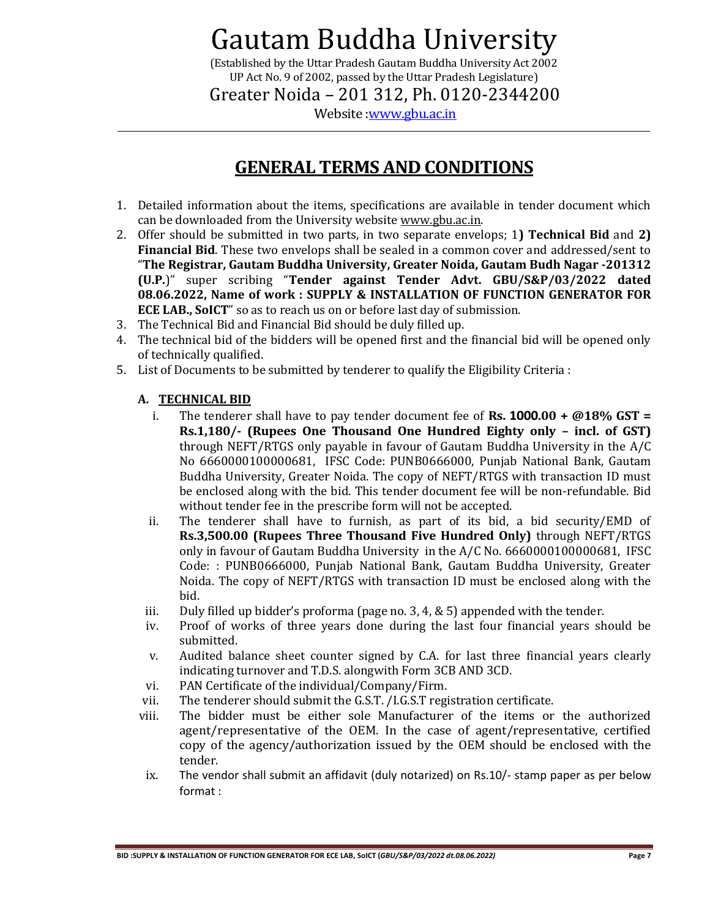# Gautam Buddha University

(Established by the Uttar Pradesh Gautam Buddha University Act 2002
UP Act No. 9 of 2002, passed by the Uttar Pradesh Legislature)

Greater Noida – 201 312, Ph. 0120-2344200

Website :www.gbu.ac.in

## GENERAL TERMS AND CONDITIONS

1. Detailed information about the items, specifications are available in tender document which can be downloaded from the University website www.gbu.ac.in.
2. Offer should be submitted in two parts, in two separate envelops; 1**) Technical Bid** and **2) Financial Bid**. These two envelops shall be sealed in a common cover and addressed/sent to "**The Registrar, Gautam Buddha University, Greater Noida, Gautam Budh Nagar -201312 (U.P.**)" super scribing "**Tender against Tender Advt. GBU/S&P/03/2022 dated 08.06.2022, Name of work : SUPPLY & INSTALLATION OF FUNCTION GENERATOR FOR ECE LAB., SoICT**" so as to reach us on or before last day of submission.
3. The Technical Bid and Financial Bid should be duly filled up.
4. The technical bid of the bidders will be opened first and the financial bid will be opened only of technically qualified.
5. List of Documents to be submitted by tenderer to qualify the Eligibility Criteria :

### A. TECHNICAL BID

i. The tenderer shall have to pay tender document fee of **Rs. 1000.00 + @18% GST = Rs.1,180/- (Rupees One Thousand One Hundred Eighty only – incl. of GST)** through NEFT/RTGS only payable in favour of Gautam Buddha University in the A/C No 6660000100000681, IFSC Code: PUNB0666000, Punjab National Bank, Gautam Buddha University, Greater Noida. The copy of NEFT/RTGS with transaction ID must be enclosed along with the bid. This tender document fee will be non-refundable. Bid without tender fee in the prescribe form will not be accepted.

ii. The tenderer shall have to furnish, as part of its bid, a bid security/EMD of **Rs.3,500.00 (Rupees Three Thousand Five Hundred Only)** through NEFT/RTGS only in favour of Gautam Buddha University in the A/C No. 6660000100000681, IFSC Code: : PUNB0666000, Punjab National Bank, Gautam Buddha University, Greater Noida. The copy of NEFT/RTGS with transaction ID must be enclosed along with the bid.

iii. Duly filled up bidder's proforma (page no. 3, 4, & 5) appended with the tender.

iv. Proof of works of three years done during the last four financial years should be submitted.

v. Audited balance sheet counter signed by C.A. for last three financial years clearly indicating turnover and T.D.S. alongwith Form 3CB AND 3CD.

vi. PAN Certificate of the individual/Company/Firm.

vii. The tenderer should submit the G.S.T. /I.G.S.T registration certificate.

viii. The bidder must be either sole Manufacturer of the items or the authorized agent/representative of the OEM. In the case of agent/representative, certified copy of the agency/authorization issued by the OEM should be enclosed with the tender.

ix. The vendor shall submit an affidavit (duly notarized) on Rs.10/- stamp paper as per below format :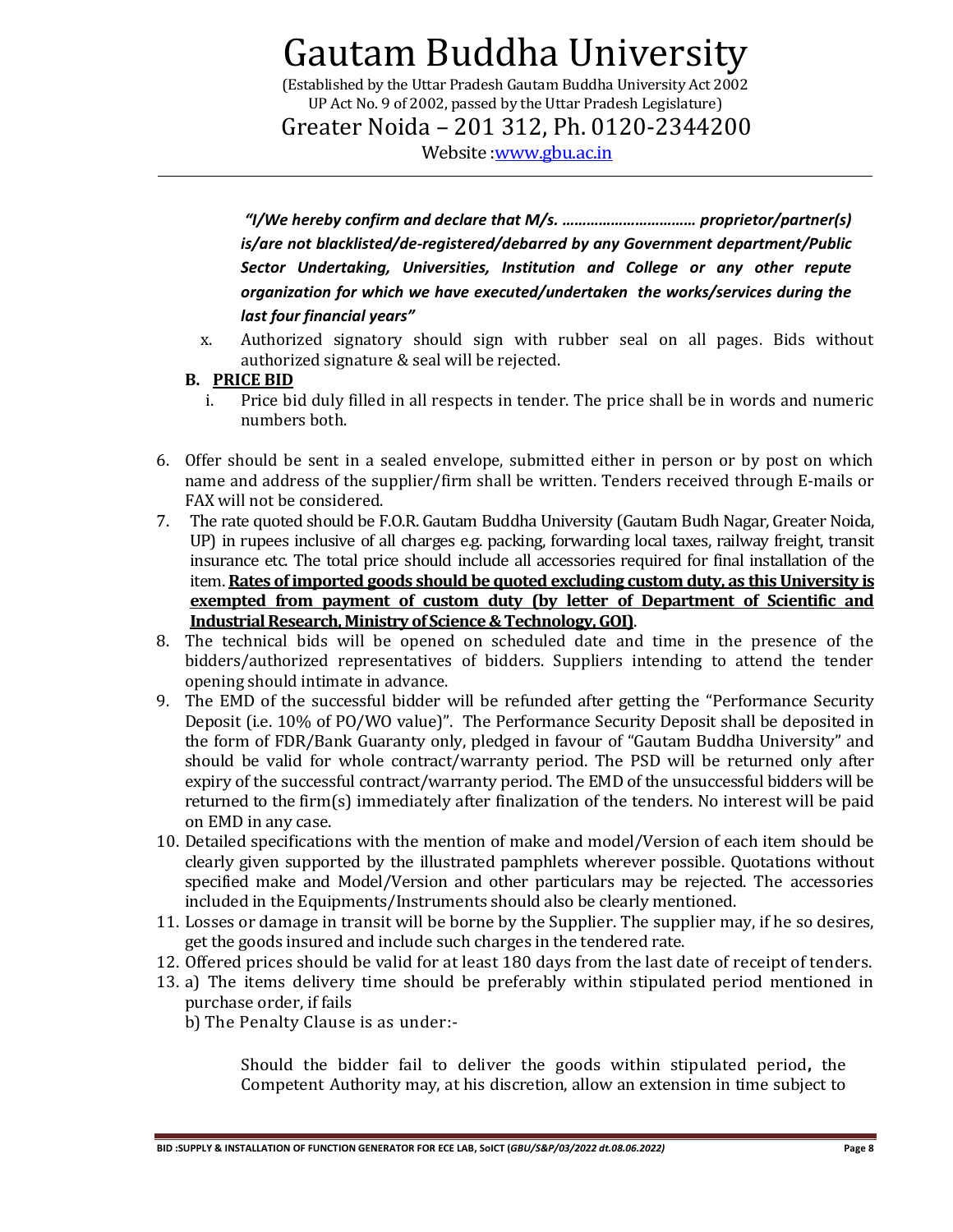*"I/We hereby confirm and declare that M/s. …………………………… proprietor/partner(s) is/are not blacklisted/de-registered/debarred by any Government department/Public Sector Undertaking, Universities, Institution and College or any other repute organization for which we have executed/undertaken the works/services during the last four financial years"*

x. Authorized signatory should sign with rubber seal on all pages. Bids without authorized signature & seal will be rejected.

**B. PRICE BID**

i. Price bid duly filled in all respects in tender. The price shall be in words and numeric numbers both.

6. Offer should be sent in a sealed envelope, submitted either in person or by post on which name and address of the supplier/firm shall be written. Tenders received through E-mails or FAX will not be considered.
7. The rate quoted should be F.O.R. Gautam Buddha University (Gautam Budh Nagar, Greater Noida, UP) in rupees inclusive of all charges e.g. packing, forwarding local taxes, railway freight, transit insurance etc. The total price should include all accessories required for final installation of the item. **Rates of imported goods should be quoted excluding custom duty, as this University is exempted from payment of custom duty (by letter of Department of Scientific and Industrial Research, Ministry of Science & Technology, GOI)**.
8. The technical bids will be opened on scheduled date and time in the presence of the bidders/authorized representatives of bidders. Suppliers intending to attend the tender opening should intimate in advance.
9. The EMD of the successful bidder will be refunded after getting the "Performance Security Deposit (i.e. 10% of PO/WO value)". The Performance Security Deposit shall be deposited in the form of FDR/Bank Guaranty only, pledged in favour of "Gautam Buddha University" and should be valid for whole contract/warranty period. The PSD will be returned only after expiry of the successful contract/warranty period. The EMD of the unsuccessful bidders will be returned to the firm(s) immediately after finalization of the tenders. No interest will be paid on EMD in any case.
10. Detailed specifications with the mention of make and model/Version of each item should be clearly given supported by the illustrated pamphlets wherever possible. Quotations without specified make and Model/Version and other particulars may be rejected. The accessories included in the Equipments/Instruments should also be clearly mentioned.
11. Losses or damage in transit will be borne by the Supplier. The supplier may, if he so desires, get the goods insured and include such charges in the tendered rate.
12. Offered prices should be valid for at least 180 days from the last date of receipt of tenders.
13. a) The items delivery time should be preferably within stipulated period mentioned in purchase order, if fails

    b) The Penalty Clause is as under:-

    Should the bidder fail to deliver the goods within stipulated period**,** the Competent Authority may, at his discretion, allow an extension in time subject to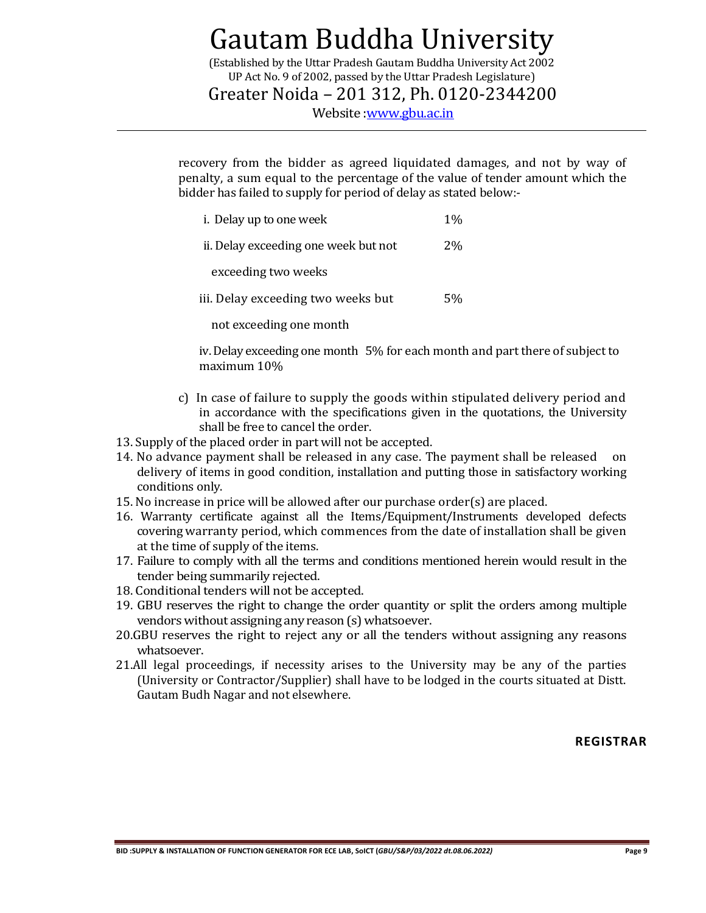recovery from the bidder as agreed liquidated damages, and not by way of penalty, a sum equal to the percentage of the value of tender amount which the bidder has failed to supply for period of delay as stated below:-

| | |
|---|---|
| i. Delay up to one week | 1% |
| ii. Delay exceeding one week but not exceeding two weeks | 2% |
| iii. Delay exceeding two weeks but not exceeding one month | 5% |

iv. Delay exceeding one month 5% for each month and part there of subject to maximum 10%

c) In case of failure to supply the goods within stipulated delivery period and in accordance with the specifications given in the quotations, the University shall be free to cancel the order.

13. Supply of the placed order in part will not be accepted.
14. No advance payment shall be released in any case. The payment shall be released on delivery of items in good condition, installation and putting those in satisfactory working conditions only.
15. No increase in price will be allowed after our purchase order(s) are placed.
16. Warranty certificate against all the Items/Equipment/Instruments developed defects covering warranty period, which commences from the date of installation shall be given at the time of supply of the items.
17. Failure to comply with all the terms and conditions mentioned herein would result in the tender being summarily rejected.
18. Conditional tenders will not be accepted.
19. GBU reserves the right to change the order quantity or split the orders among multiple vendors without assigning any reason (s) whatsoever.
20. GBU reserves the right to reject any or all the tenders without assigning any reasons whatsoever.
21. All legal proceedings, if necessity arises to the University may be any of the parties (University or Contractor/Supplier) shall have to be lodged in the courts situated at Distt. Gautam Budh Nagar and not elsewhere.

**REGISTRAR**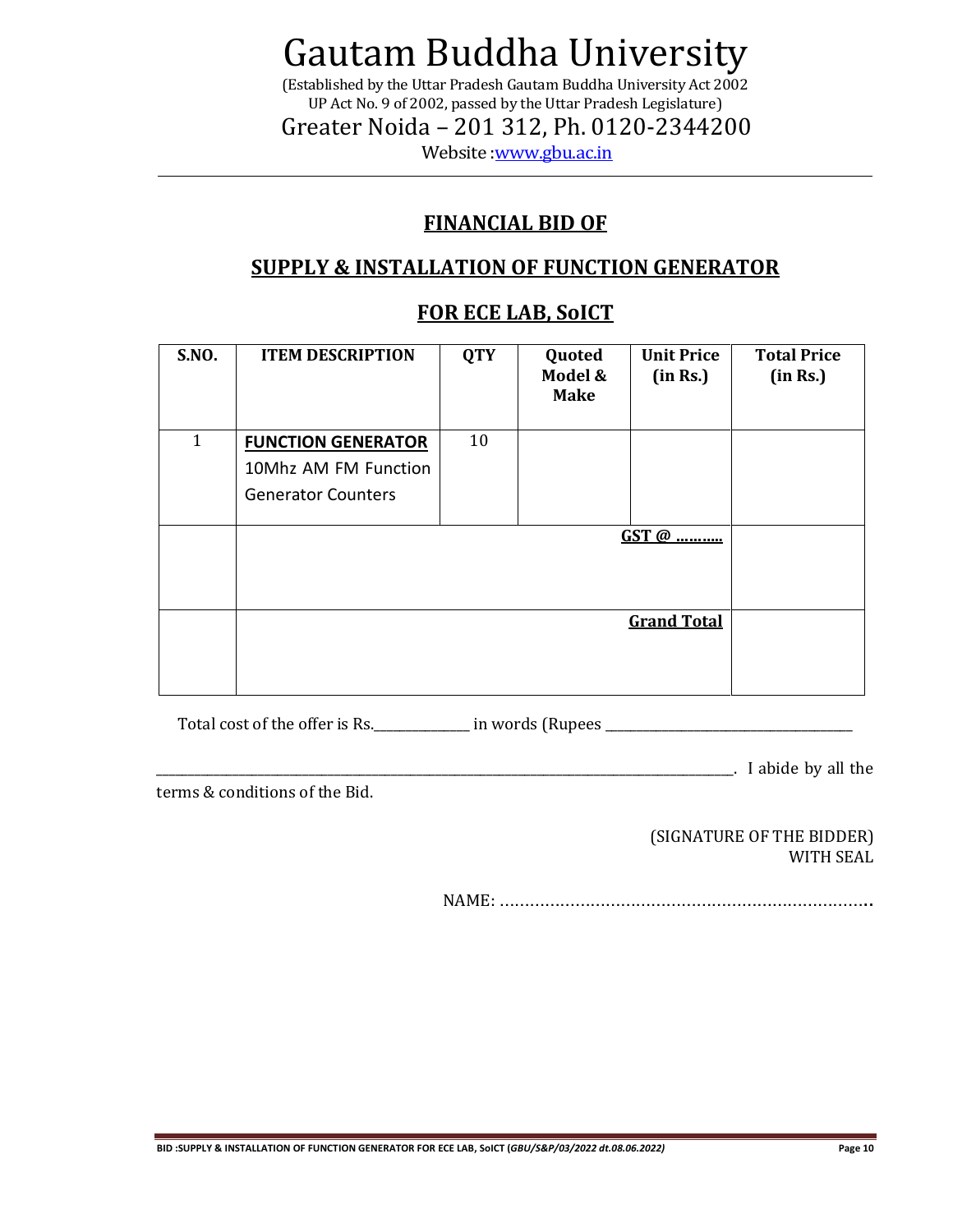# Gautam Buddha University

(Established by the Uttar Pradesh Gautam Buddha University Act 2002
UP Act No. 9 of 2002, passed by the Uttar Pradesh Legislature)

Greater Noida – 201 312, Ph. 0120-2344200

Website :www.gbu.ac.in

## FINANCIAL BID OF

## SUPPLY & INSTALLATION OF FUNCTION GENERATOR

## FOR ECE LAB, SoICT

| S.NO. | ITEM DESCRIPTION | QTY | Quoted Model & Make | Unit Price (in Rs.) | Total Price (in Rs.) |
|---|---|---|---|---|---|
| 1 | **FUNCTION GENERATOR** 10Mhz AM FM Function Generator Counters | 10 | | | |
| | | | | **GST @ ..........** | |
| | | | | **Grand Total** | |

Total cost of the offer is Rs.______________ in words (Rupees ____________________________________

__________________________________________________________________________________________. I abide by all the terms & conditions of the Bid.

(SIGNATURE OF THE BIDDER)
WITH SEAL

NAME: ………………………………………………………………..